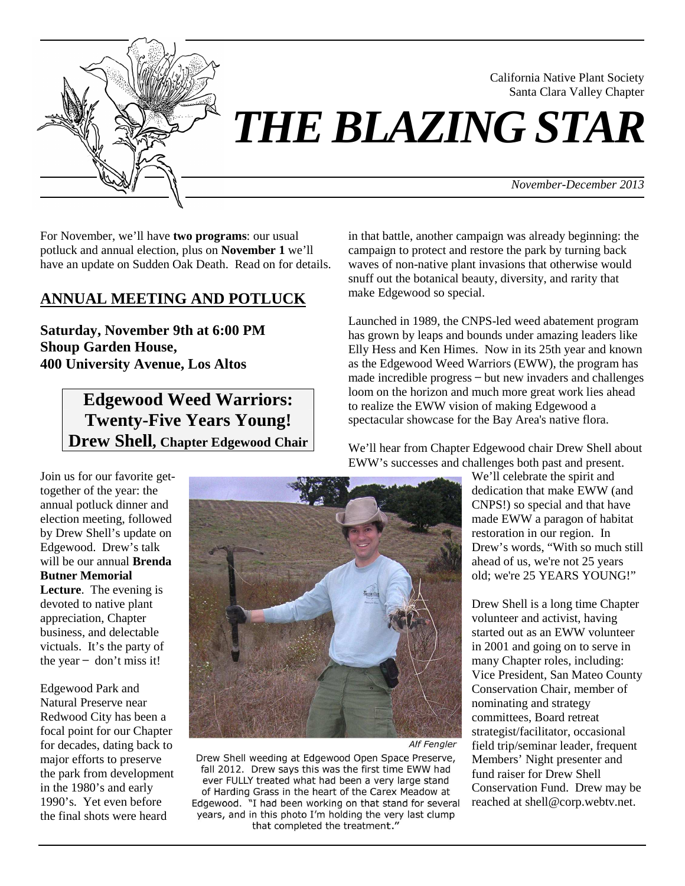California Native Plant Society
Santa Clara Valley Chapter

# *THE BLAZING STAR*

*November-December 2013*

For November, we'll have **two programs**: our usual potluck and annual election, plus on **November 1** we'll have an update on Sudden Oak Death. Read on for details.

## ANNUAL MEETING AND POTLUCK

**Saturday, November 9th at 6:00 PM**
**Shoup Garden House,**
**400 University Avenue, Los Altos**

### Edgewood Weed Warriors: Twenty-Five Years Young!
**Drew Shell, Chapter Edgewood Chair**

Join us for our favorite get-together of the year: the annual potluck dinner and election meeting, followed by Drew Shell's update on Edgewood. Drew's talk will be our annual **Brenda Butner Memorial Lecture**. The evening is devoted to native plant appreciation, Chapter business, and delectable victuals. It's the party of the year – don't miss it!

Edgewood Park and Natural Preserve near Redwood City has been a focal point for our Chapter for decades, dating back to major efforts to preserve the park from development in the 1980's and early 1990's. Yet even before the final shots were heard in that battle, another campaign was already beginning: the campaign to protect and restore the park by turning back waves of non-native plant invasions that otherwise would snuff out the botanical beauty, diversity, and rarity that make Edgewood so special.

Launched in 1989, the CNPS-led weed abatement program has grown by leaps and bounds under amazing leaders like Elly Hess and Ken Himes. Now in its 25th year and known as the Edgewood Weed Warriors (EWW), the program has made incredible progress – but new invaders and challenges loom on the horizon and much more great work lies ahead to realize the EWW vision of making Edgewood a spectacular showcase for the Bay Area's native flora.

We'll hear from Chapter Edgewood chair Drew Shell about EWW's successes and challenges both past and present. We'll celebrate the spirit and dedication that make EWW (and CNPS!) so special and that have made EWW a paragon of habitat restoration in our region. In Drew's words, "With so much still ahead of us, we're not 25 years old; we're 25 YEARS YOUNG!"

*Alf Fengler*

Drew Shell weeding at Edgewood Open Space Preserve, fall 2012. Drew says this was the first time EWW had ever FULLY treated what had been a very large stand of Harding Grass in the heart of the Carex Meadow at Edgewood. "I had been working on that stand for several years, and in this photo I'm holding the very last clump that completed the treatment."

Drew Shell is a long time Chapter volunteer and activist, having started out as an EWW volunteer in 2001 and going on to serve in many Chapter roles, including: Vice President, San Mateo County Conservation Chair, member of nominating and strategy committees, Board retreat strategist/facilitator, occasional field trip/seminar leader, frequent Members' Night presenter and fund raiser for Drew Shell Conservation Fund. Drew may be reached at shell@corp.webtv.net.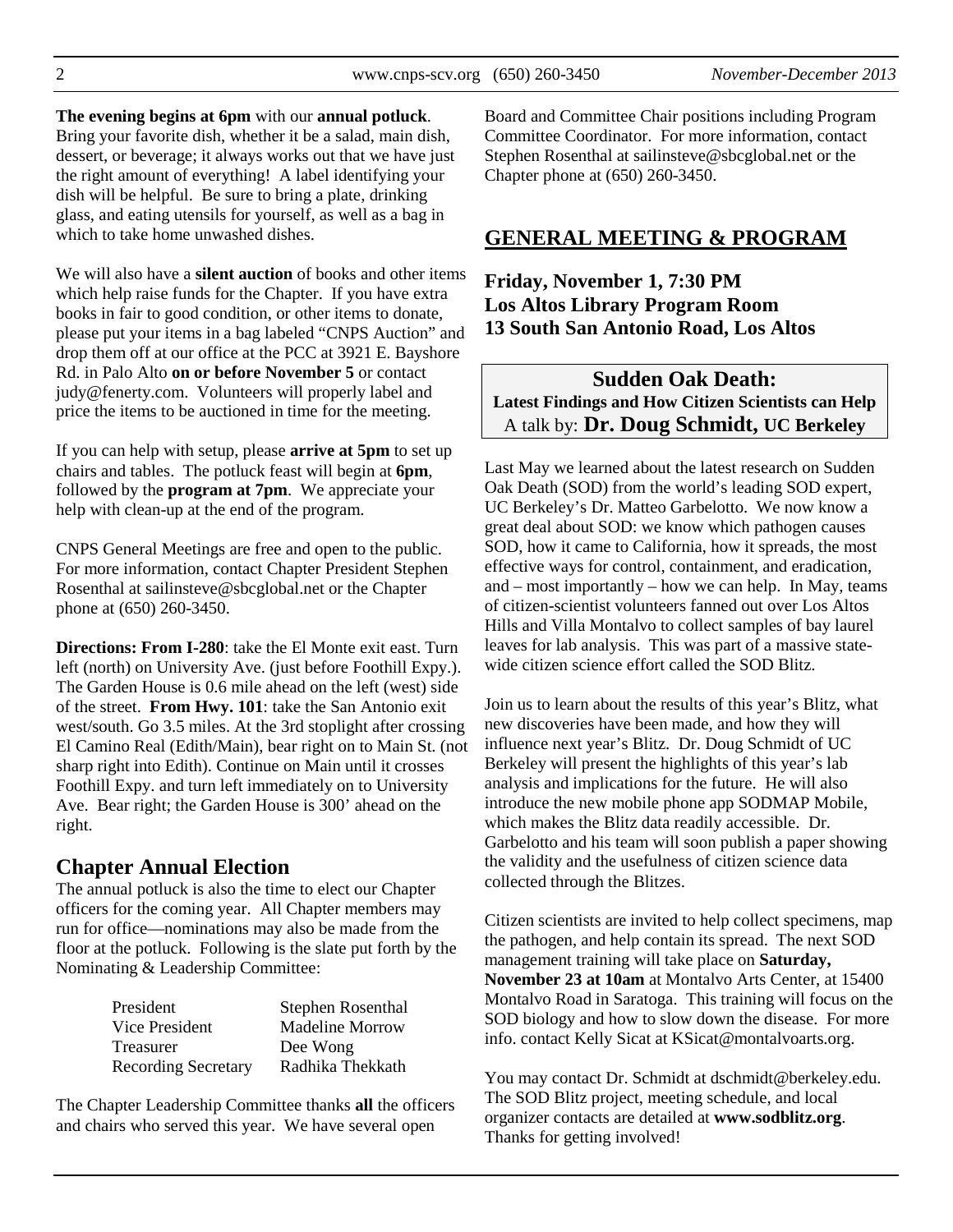**The evening begins at 6pm** with our **annual potluck**. Bring your favorite dish, whether it be a salad, main dish, dessert, or beverage; it always works out that we have just the right amount of everything! A label identifying your dish will be helpful. Be sure to bring a plate, drinking glass, and eating utensils for yourself, as well as a bag in which to take home unwashed dishes.

We will also have a **silent auction** of books and other items which help raise funds for the Chapter. If you have extra books in fair to good condition, or other items to donate, please put your items in a bag labeled "CNPS Auction" and drop them off at our office at the PCC at 3921 E. Bayshore Rd. in Palo Alto **on or before November 5** or contact judy@fenerty.com. Volunteers will properly label and price the items to be auctioned in time for the meeting.

If you can help with setup, please **arrive at 5pm** to set up chairs and tables. The potluck feast will begin at **6pm**, followed by the **program at 7pm**. We appreciate your help with clean-up at the end of the program.

CNPS General Meetings are free and open to the public. For more information, contact Chapter President Stephen Rosenthal at sailinsteve@sbcglobal.net or the Chapter phone at (650) 260-3450.

**Directions: From I-280**: take the El Monte exit east. Turn left (north) on University Ave. (just before Foothill Expy.). The Garden House is 0.6 mile ahead on the left (west) side of the street. **From Hwy. 101**: take the San Antonio exit west/south. Go 3.5 miles. At the 3rd stoplight after crossing El Camino Real (Edith/Main), bear right on to Main St. (not sharp right into Edith). Continue on Main until it crosses Foothill Expy. and turn left immediately on to University Ave. Bear right; the Garden House is 300' ahead on the right.

## Chapter Annual Election

The annual potluck is also the time to elect our Chapter officers for the coming year. All Chapter members may run for office—nominations may also be made from the floor at the potluck. Following is the slate put forth by the Nominating & Leadership Committee:

| | |
|---|---|
| President | Stephen Rosenthal |
| Vice President | Madeline Morrow |
| Treasurer | Dee Wong |
| Recording Secretary | Radhika Thekkath |

The Chapter Leadership Committee thanks **all** the officers and chairs who served this year. We have several open Board and Committee Chair positions including Program Committee Coordinator. For more information, contact Stephen Rosenthal at sailinsteve@sbcglobal.net or the Chapter phone at (650) 260-3450.

## GENERAL MEETING & PROGRAM

**Friday, November 1, 7:30 PM**
**Los Altos Library Program Room**
**13 South San Antonio Road, Los Altos**

### Sudden Oak Death:
**Latest Findings and How Citizen Scientists can Help**
A talk by: **Dr. Doug Schmidt, UC Berkeley**

Last May we learned about the latest research on Sudden Oak Death (SOD) from the world's leading SOD expert, UC Berkeley's Dr. Matteo Garbelotto. We now know a great deal about SOD: we know which pathogen causes SOD, how it came to California, how it spreads, the most effective ways for control, containment, and eradication, and – most importantly – how we can help. In May, teams of citizen-scientist volunteers fanned out over Los Altos Hills and Villa Montalvo to collect samples of bay laurel leaves for lab analysis. This was part of a massive state-wide citizen science effort called the SOD Blitz.

Join us to learn about the results of this year's Blitz, what new discoveries have been made, and how they will influence next year's Blitz. Dr. Doug Schmidt of UC Berkeley will present the highlights of this year's lab analysis and implications for the future. He will also introduce the new mobile phone app SODMAP Mobile, which makes the Blitz data readily accessible. Dr. Garbelotto and his team will soon publish a paper showing the validity and the usefulness of citizen science data collected through the Blitzes.

Citizen scientists are invited to help collect specimens, map the pathogen, and help contain its spread. The next SOD management training will take place on **Saturday, November 23 at 10am** at Montalvo Arts Center, at 15400 Montalvo Road in Saratoga. This training will focus on the SOD biology and how to slow down the disease. For more info. contact Kelly Sicat at KSicat@montalvoarts.org.

You may contact Dr. Schmidt at dschmidt@berkeley.edu. The SOD Blitz project, meeting schedule, and local organizer contacts are detailed at **www.sodblitz.org**. Thanks for getting involved!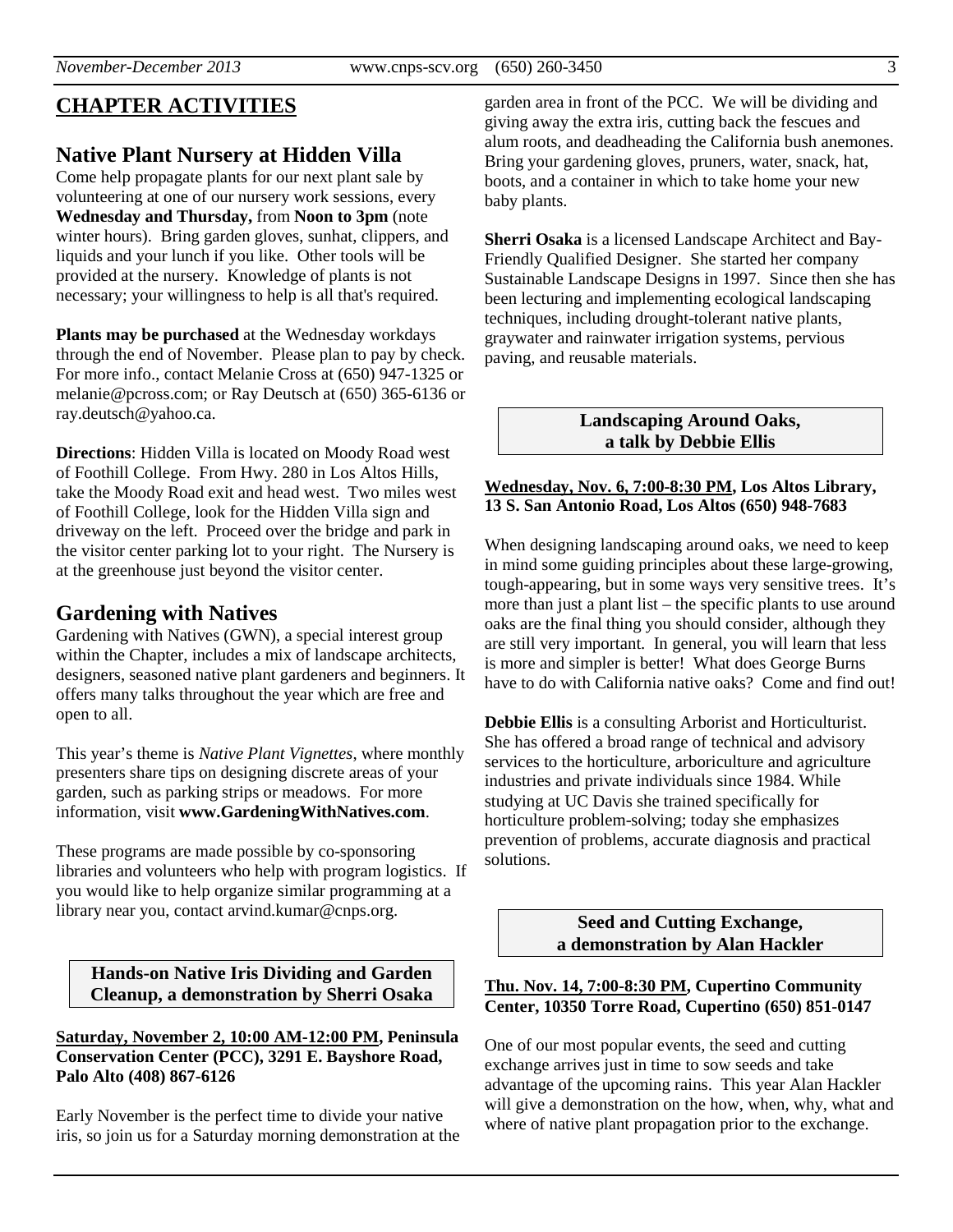## CHAPTER ACTIVITIES

### Native Plant Nursery at Hidden Villa

Come help propagate plants for our next plant sale by volunteering at one of our nursery work sessions, every **Wednesday and Thursday,** from **Noon to 3pm** (note winter hours). Bring garden gloves, sunhat, clippers, and liquids and your lunch if you like. Other tools will be provided at the nursery. Knowledge of plants is not necessary; your willingness to help is all that's required.

**Plants may be purchased** at the Wednesday workdays through the end of November. Please plan to pay by check. For more info., contact Melanie Cross at (650) 947-1325 or melanie@pcross.com; or Ray Deutsch at (650) 365-6136 or ray.deutsch@yahoo.ca.

**Directions**: Hidden Villa is located on Moody Road west of Foothill College. From Hwy. 280 in Los Altos Hills, take the Moody Road exit and head west. Two miles west of Foothill College, look for the Hidden Villa sign and driveway on the left. Proceed over the bridge and park in the visitor center parking lot to your right. The Nursery is at the greenhouse just beyond the visitor center.

### Gardening with Natives

Gardening with Natives (GWN), a special interest group within the Chapter, includes a mix of landscape architects, designers, seasoned native plant gardeners and beginners. It offers many talks throughout the year which are free and open to all.

This year's theme is *Native Plant Vignettes*, where monthly presenters share tips on designing discrete areas of your garden, such as parking strips or meadows. For more information, visit **www.GardeningWithNatives.com**.

These programs are made possible by co-sponsoring libraries and volunteers who help with program logistics. If you would like to help organize similar programming at a library near you, contact arvind.kumar@cnps.org.

#### Hands-on Native Iris Dividing and Garden Cleanup, a demonstration by Sherri Osaka

**Saturday, November 2, 10:00 AM-12:00 PM, Peninsula Conservation Center (PCC), 3291 E. Bayshore Road, Palo Alto (408) 867-6126**

Early November is the perfect time to divide your native iris, so join us for a Saturday morning demonstration at the garden area in front of the PCC. We will be dividing and giving away the extra iris, cutting back the fescues and alum roots, and deadheading the California bush anemones. Bring your gardening gloves, pruners, water, snack, hat, boots, and a container in which to take home your new baby plants.

**Sherri Osaka** is a licensed Landscape Architect and Bay-Friendly Qualified Designer. She started her company Sustainable Landscape Designs in 1997. Since then she has been lecturing and implementing ecological landscaping techniques, including drought-tolerant native plants, graywater and rainwater irrigation systems, pervious paving, and reusable materials.

#### Landscaping Around Oaks, a talk by Debbie Ellis

**Wednesday, Nov. 6, 7:00-8:30 PM, Los Altos Library, 13 S. San Antonio Road, Los Altos (650) 948-7683**

When designing landscaping around oaks, we need to keep in mind some guiding principles about these large-growing, tough-appearing, but in some ways very sensitive trees. It's more than just a plant list – the specific plants to use around oaks are the final thing you should consider, although they are still very important. In general, you will learn that less is more and simpler is better! What does George Burns have to do with California native oaks? Come and find out!

**Debbie Ellis** is a consulting Arborist and Horticulturist. She has offered a broad range of technical and advisory services to the horticulture, arboriculture and agriculture industries and private individuals since 1984. While studying at UC Davis she trained specifically for horticulture problem-solving; today she emphasizes prevention of problems, accurate diagnosis and practical solutions.

#### Seed and Cutting Exchange, a demonstration by Alan Hackler

**Thu. Nov. 14, 7:00-8:30 PM, Cupertino Community Center, 10350 Torre Road, Cupertino (650) 851-0147**

One of our most popular events, the seed and cutting exchange arrives just in time to sow seeds and take advantage of the upcoming rains. This year Alan Hackler will give a demonstration on the how, when, why, what and where of native plant propagation prior to the exchange.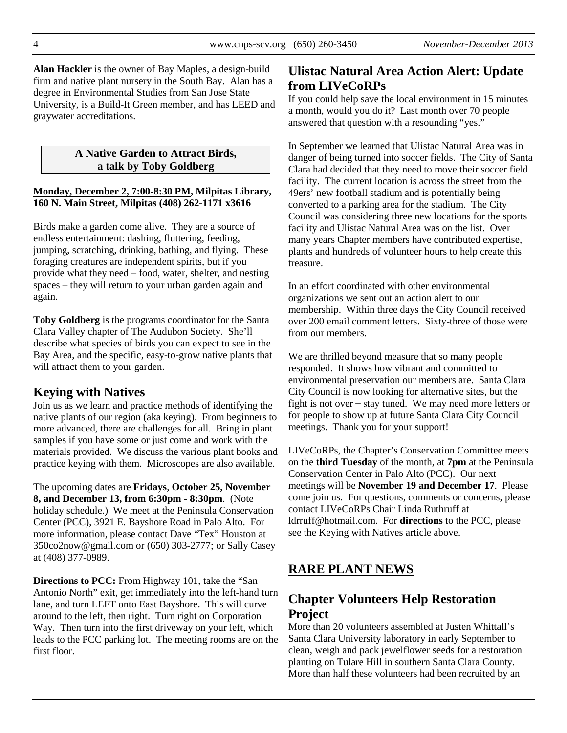**Alan Hackler** is the owner of Bay Maples, a design-build firm and native plant nursery in the South Bay. Alan has a degree in Environmental Studies from San Jose State University, is a Build-It Green member, and has LEED and graywater accreditations.

**A Native Garden to Attract Birds, a talk by Toby Goldberg**

**Monday, December 2, 7:00-8:30 PM, Milpitas Library, 160 N. Main Street, Milpitas (408) 262-1171 x3616**

Birds make a garden come alive. They are a source of endless entertainment: dashing, fluttering, feeding, jumping, scratching, drinking, bathing, and flying. These foraging creatures are independent spirits, but if you provide what they need – food, water, shelter, and nesting spaces – they will return to your urban garden again and again.

**Toby Goldberg** is the programs coordinator for the Santa Clara Valley chapter of The Audubon Society. She'll describe what species of birds you can expect to see in the Bay Area, and the specific, easy-to-grow native plants that will attract them to your garden.

## Keying with Natives

Join us as we learn and practice methods of identifying the native plants of our region (aka keying). From beginners to more advanced, there are challenges for all. Bring in plant samples if you have some or just come and work with the materials provided. We discuss the various plant books and practice keying with them. Microscopes are also available.

The upcoming dates are **Fridays**, **October 25, November 8, and December 13, from 6:30pm - 8:30pm**. (Note holiday schedule.) We meet at the Peninsula Conservation Center (PCC), 3921 E. Bayshore Road in Palo Alto. For more information, please contact Dave "Tex" Houston at 350co2now@gmail.com or (650) 303-2777; or Sally Casey at (408) 377-0989.

**Directions to PCC:** From Highway 101, take the "San Antonio North" exit, get immediately into the left-hand turn lane, and turn LEFT onto East Bayshore. This will curve around to the left, then right. Turn right on Corporation Way. Then turn into the first driveway on your left, which leads to the PCC parking lot. The meeting rooms are on the first floor.

## Ulistac Natural Area Action Alert: Update from LIVeCoRPs

If you could help save the local environment in 15 minutes a month, would you do it? Last month over 70 people answered that question with a resounding "yes."

In September we learned that Ulistac Natural Area was in danger of being turned into soccer fields. The City of Santa Clara had decided that they need to move their soccer field facility. The current location is across the street from the 49ers' new football stadium and is potentially being converted to a parking area for the stadium. The City Council was considering three new locations for the sports facility and Ulistac Natural Area was on the list. Over many years Chapter members have contributed expertise, plants and hundreds of volunteer hours to help create this treasure.

In an effort coordinated with other environmental organizations we sent out an action alert to our membership. Within three days the City Council received over 200 email comment letters. Sixty-three of those were from our members.

We are thrilled beyond measure that so many people responded. It shows how vibrant and committed to environmental preservation our members are. Santa Clara City Council is now looking for alternative sites, but the fight is not over – stay tuned. We may need more letters or for people to show up at future Santa Clara City Council meetings. Thank you for your support!

LIVeCoRPs, the Chapter's Conservation Committee meets on the **third Tuesday** of the month, at **7pm** at the Peninsula Conservation Center in Palo Alto (PCC). Our next meetings will be **November 19 and December 17**. Please come join us. For questions, comments or concerns, please contact LIVeCoRPs Chair Linda Ruthruff at ldrruff@hotmail.com. For **directions** to the PCC, please see the Keying with Natives article above.

# RARE PLANT NEWS

## Chapter Volunteers Help Restoration Project

More than 20 volunteers assembled at Justen Whittall's Santa Clara University laboratory in early September to clean, weigh and pack jewelflower seeds for a restoration planting on Tulare Hill in southern Santa Clara County. More than half these volunteers had been recruited by an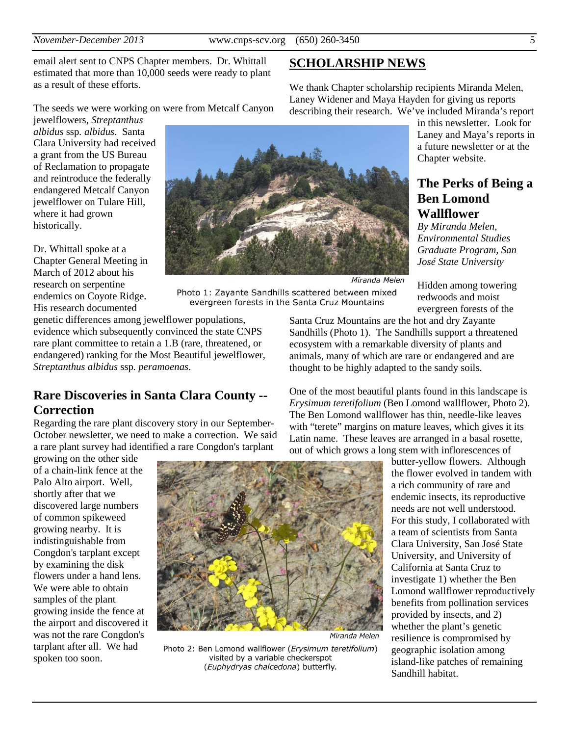email alert sent to CNPS Chapter members. Dr. Whittall estimated that more than 10,000 seeds were ready to plant as a result of these efforts.

The seeds we were working on were from Metcalf Canyon jewelflowers, *Streptanthus albidus* ssp. *albidus*. Santa Clara University had received a grant from the US Bureau of Reclamation to propagate and reintroduce the federally endangered Metcalf Canyon jewelflower on Tulare Hill, where it had grown historically.

Dr. Whittall spoke at a Chapter General Meeting in March of 2012 about his research on serpentine endemics on Coyote Ridge. His research documented genetic differences among jewelflower populations, evidence which subsequently convinced the state CNPS rare plant committee to retain a 1.B (rare, threatened, or endangered) ranking for the Most Beautiful jewelflower, *Streptanthus albidus* ssp. *peramoenas*.

## Rare Discoveries in Santa Clara County -- Correction

Regarding the rare plant discovery story in our September-October newsletter, we need to make a correction. We said a rare plant survey had identified a rare Congdon's tarplant growing on the other side of a chain-link fence at the Palo Alto airport. Well, shortly after that we discovered large numbers of common spikeweed growing nearby. It is indistinguishable from Congdon's tarplant except by examining the disk flowers under a hand lens. We were able to obtain samples of the plant growing inside the fence at the airport and discovered it was not the rare Congdon's tarplant after all. We had spoken too soon.

## SCHOLARSHIP NEWS

We thank Chapter scholarship recipients Miranda Melen, Laney Widener and Maya Hayden for giving us reports describing their research. We've included Miranda's report in this newsletter. Look for Laney and Maya's reports in a future newsletter or at the Chapter website.

### The Perks of Being a Ben Lomond Wallflower

*By Miranda Melen, Environmental Studies Graduate Program, San José State University*

Miranda Melen

Photo 1: Zayante Sandhills scattered between mixed evergreen forests in the Santa Cruz Mountains

Hidden among towering redwoods and moist evergreen forests of the Santa Cruz Mountains are the hot and dry Zayante Sandhills (Photo 1). The Sandhills support a threatened ecosystem with a remarkable diversity of plants and animals, many of which are rare or endangered and are thought to be highly adapted to the sandy soils.

One of the most beautiful plants found in this landscape is *Erysimum teretifolium* (Ben Lomond wallflower, Photo 2). The Ben Lomond wallflower has thin, needle-like leaves with "terete" margins on mature leaves, which gives it its Latin name. These leaves are arranged in a basal rosette, out of which grows a long stem with inflorescences of butter-yellow flowers. Although the flower evolved in tandem with a rich community of rare and endemic insects, its reproductive needs are not well understood. For this study, I collaborated with a team of scientists from Santa Clara University, San José State University, and University of California at Santa Cruz to investigate 1) whether the Ben Lomond wallflower reproductively benefits from pollination services provided by insects, and 2) whether the plant's genetic resilience is compromised by geographic isolation among island-like patches of remaining Sandhill habitat.

Miranda Melen

Photo 2: Ben Lomond wallflower (*Erysimum teretifolium*) visited by a variable checkerspot (*Euphydryas chalcedona*) butterfly.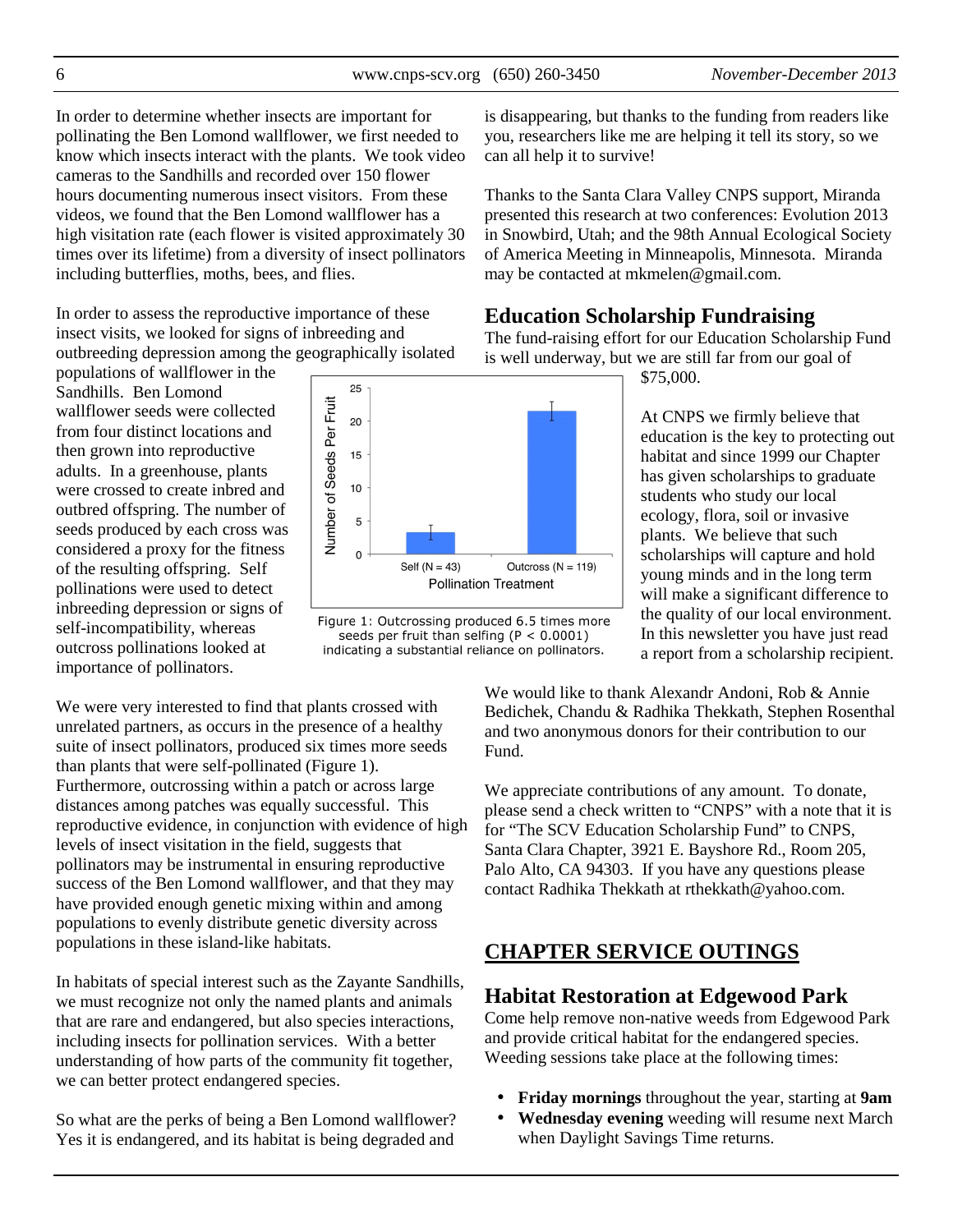In order to determine whether insects are important for pollinating the Ben Lomond wallflower, we first needed to know which insects interact with the plants. We took video cameras to the Sandhills and recorded over 150 flower hours documenting numerous insect visitors. From these videos, we found that the Ben Lomond wallflower has a high visitation rate (each flower is visited approximately 30 times over its lifetime) from a diversity of insect pollinators including butterflies, moths, bees, and flies.

In order to assess the reproductive importance of these insect visits, we looked for signs of inbreeding and outbreeding depression among the geographically isolated populations of wallflower in the Sandhills. Ben Lomond wallflower seeds were collected from four distinct locations and then grown into reproductive adults. In a greenhouse, plants were crossed to create inbred and outbred offspring. The number of seeds produced by each cross was considered a proxy for the fitness of the resulting offspring. Self pollinations were used to detect inbreeding depression or signs of self-incompatibility, whereas outcross pollinations looked at importance of pollinators.

Figure 1: Outcrossing produced 6.5 times more seeds per fruit than selfing ($P < 0.0001$) indicating a substantial reliance on pollinators.

We were very interested to find that plants crossed with unrelated partners, as occurs in the presence of a healthy suite of insect pollinators, produced six times more seeds than plants that were self-pollinated (Figure 1). Furthermore, outcrossing within a patch or across large distances among patches was equally successful. This reproductive evidence, in conjunction with evidence of high levels of insect visitation in the field, suggests that pollinators may be instrumental in ensuring reproductive success of the Ben Lomond wallflower, and that they may have provided enough genetic mixing within and among populations to evenly distribute genetic diversity across populations in these island-like habitats.

In habitats of special interest such as the Zayante Sandhills, we must recognize not only the named plants and animals that are rare and endangered, but also species interactions, including insects for pollination services. With a better understanding of how parts of the community fit together, we can better protect endangered species.

So what are the perks of being a Ben Lomond wallflower? Yes it is endangered, and its habitat is being degraded and is disappearing, but thanks to the funding from readers like you, researchers like me are helping it tell its story, so we can all help it to survive!

Thanks to the Santa Clara Valley CNPS support, Miranda presented this research at two conferences: Evolution 2013 in Snowbird, Utah; and the 98th Annual Ecological Society of America Meeting in Minneapolis, Minnesota. Miranda may be contacted at mkmelen@gmail.com.

## Education Scholarship Fundraising

The fund-raising effort for our Education Scholarship Fund is well underway, but we are still far from our goal of $75,000.

At CNPS we firmly believe that education is the key to protecting out habitat and since 1999 our Chapter has given scholarships to graduate students who study our local ecology, flora, soil or invasive plants. We believe that such scholarships will capture and hold young minds and in the long term will make a significant difference to the quality of our local environment. In this newsletter you have just read a report from a scholarship recipient.

We would like to thank Alexandr Andoni, Rob & Annie Bedichek, Chandu & Radhika Thekkath, Stephen Rosenthal and two anonymous donors for their contribution to our Fund.

We appreciate contributions of any amount. To donate, please send a check written to "CNPS" with a note that it is for "The SCV Education Scholarship Fund" to CNPS, Santa Clara Chapter, 3921 E. Bayshore Rd., Room 205, Palo Alto, CA 94303. If you have any questions please contact Radhika Thekkath at rthekkath@yahoo.com.

# CHAPTER SERVICE OUTINGS

## Habitat Restoration at Edgewood Park

Come help remove non-native weeds from Edgewood Park and provide critical habitat for the endangered species. Weeding sessions take place at the following times:

- **Friday mornings** throughout the year, starting at **9am**
- **Wednesday evening** weeding will resume next March when Daylight Savings Time returns.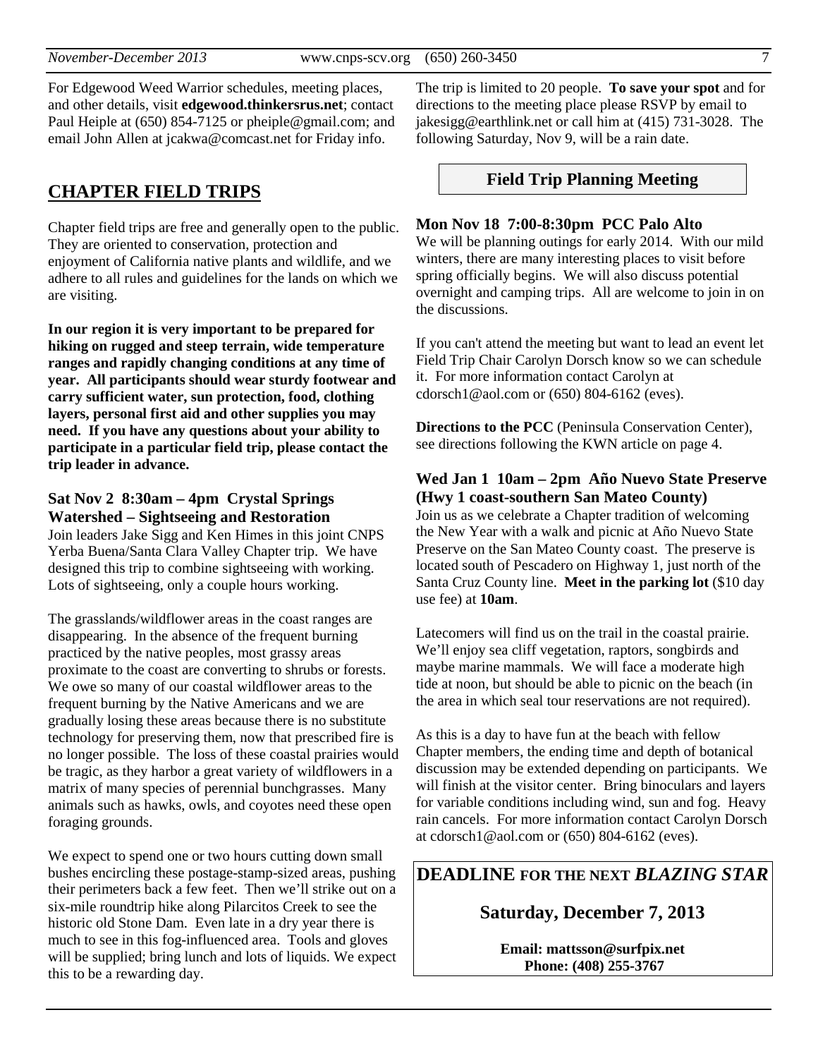For Edgewood Weed Warrior schedules, meeting places, and other details, visit **edgewood.thinkersrus.net**; contact Paul Heiple at (650) 854-7125 or pheiple@gmail.com; and email John Allen at jcakwa@comcast.net for Friday info.

## CHAPTER FIELD TRIPS

Chapter field trips are free and generally open to the public. They are oriented to conservation, protection and enjoyment of California native plants and wildlife, and we adhere to all rules and guidelines for the lands on which we are visiting.

**In our region it is very important to be prepared for hiking on rugged and steep terrain, wide temperature ranges and rapidly changing conditions at any time of year. All participants should wear sturdy footwear and carry sufficient water, sun protection, food, clothing layers, personal first aid and other supplies you may need. If you have any questions about your ability to participate in a particular field trip, please contact the trip leader in advance.**

### Sat Nov 2 8:30am – 4pm Crystal Springs Watershed – Sightseeing and Restoration

Join leaders Jake Sigg and Ken Himes in this joint CNPS Yerba Buena/Santa Clara Valley Chapter trip. We have designed this trip to combine sightseeing with working. Lots of sightseeing, only a couple hours working.

The grasslands/wildflower areas in the coast ranges are disappearing. In the absence of the frequent burning practiced by the native peoples, most grassy areas proximate to the coast are converting to shrubs or forests. We owe so many of our coastal wildflower areas to the frequent burning by the Native Americans and we are gradually losing these areas because there is no substitute technology for preserving them, now that prescribed fire is no longer possible. The loss of these coastal prairies would be tragic, as they harbor a great variety of wildflowers in a matrix of many species of perennial bunchgrasses. Many animals such as hawks, owls, and coyotes need these open foraging grounds.

We expect to spend one or two hours cutting down small bushes encircling these postage-stamp-sized areas, pushing their perimeters back a few feet. Then we'll strike out on a six-mile roundtrip hike along Pilarcitos Creek to see the historic old Stone Dam. Even late in a dry year there is much to see in this fog-influenced area. Tools and gloves will be supplied; bring lunch and lots of liquids. We expect this to be a rewarding day.

The trip is limited to 20 people. **To save your spot** and for directions to the meeting place please RSVP by email to jakesigg@earthlink.net or call him at (415) 731-3028. The following Saturday, Nov 9, will be a rain date.

### Field Trip Planning Meeting

### Mon Nov 18 7:00-8:30pm PCC Palo Alto

We will be planning outings for early 2014. With our mild winters, there are many interesting places to visit before spring officially begins. We will also discuss potential overnight and camping trips. All are welcome to join in on the discussions.

If you can't attend the meeting but want to lead an event let Field Trip Chair Carolyn Dorsch know so we can schedule it. For more information contact Carolyn at cdorsch1@aol.com or (650) 804-6162 (eves).

**Directions to the PCC** (Peninsula Conservation Center), see directions following the KWN article on page 4.

### Wed Jan 1 10am – 2pm Año Nuevo State Preserve (Hwy 1 coast-southern San Mateo County)

Join us as we celebrate a Chapter tradition of welcoming the New Year with a walk and picnic at Año Nuevo State Preserve on the San Mateo County coast. The preserve is located south of Pescadero on Highway 1, just north of the Santa Cruz County line. **Meet in the parking lot** ($10 day use fee) at **10am**.

Latecomers will find us on the trail in the coastal prairie. We'll enjoy sea cliff vegetation, raptors, songbirds and maybe marine mammals. We will face a moderate high tide at noon, but should be able to picnic on the beach (in the area in which seal tour reservations are not required).

As this is a day to have fun at the beach with fellow Chapter members, the ending time and depth of botanical discussion may be extended depending on participants. We will finish at the visitor center. Bring binoculars and layers for variable conditions including wind, sun and fog. Heavy rain cancels. For more information contact Carolyn Dorsch at cdorsch1@aol.com or (650) 804-6162 (eves).

**DEADLINE FOR THE NEXT *BLAZING STAR***

**Saturday, December 7, 2013**

**Email: mattsson@surfpix.net**
**Phone: (408) 255-3767**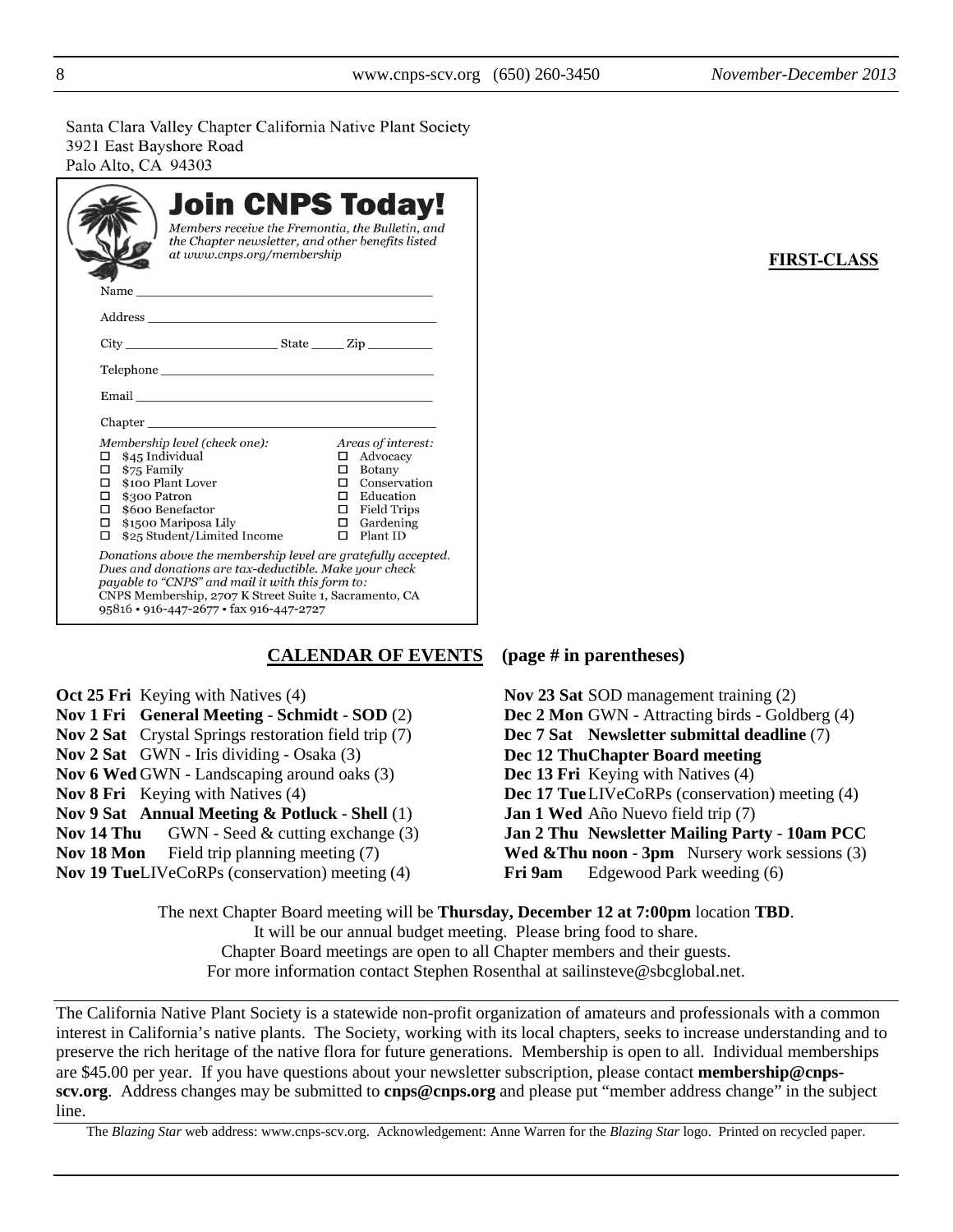Santa Clara Valley Chapter California Native Plant Society
3921 East Bayshore Road
Palo Alto, CA 94303

**FIRST-CLASS**

## Join CNPS Today!

*Members receive the Fremontia, the Bulletin, and the Chapter newsletter, and other benefits listed at www.cnps.org/membership*

Name \_\_\_\_\_\_\_\_\_\_\_\_\_\_\_\_\_\_\_\_\_\_\_\_\_\_\_\_\_\_\_\_\_\_\_\_\_\_\_\_

Address \_\_\_\_\_\_\_\_\_\_\_\_\_\_\_\_\_\_\_\_\_\_\_\_\_\_\_\_\_\_\_\_\_\_\_\_\_\_

City \_\_\_\_\_\_\_\_\_\_\_\_\_\_\_\_\_\_\_\_ State \_\_\_\_\_ Zip \_\_\_\_\_\_\_\_\_

Telephone \_\_\_\_\_\_\_\_\_\_\_\_\_\_\_\_\_\_\_\_\_\_\_\_\_\_\_\_\_\_\_\_\_\_\_\_

Email \_\_\_\_\_\_\_\_\_\_\_\_\_\_\_\_\_\_\_\_\_\_\_\_\_\_\_\_\_\_\_\_\_\_\_\_\_\_\_\_

Chapter \_\_\_\_\_\_\_\_\_\_\_\_\_\_\_\_\_\_\_\_\_\_\_\_\_\_\_\_\_\_\_\_\_\_\_\_\_\_

| *Membership level (check one):* | *Areas of interest:* |
|---|---|
| ☐ $45 Individual | ☐ Advocacy |
| ☐ $75 Family | ☐ Botany |
| ☐ $100 Plant Lover | ☐ Conservation |
| ☐ $300 Patron | ☐ Education |
| ☐ $600 Benefactor | ☐ Field Trips |
| ☐ $1500 Mariposa Lily | ☐ Gardening |
| ☐ $25 Student/Limited Income | ☐ Plant ID |

*Donations above the membership level are gratefully accepted. Dues and donations are tax-deductible. Make your check payable to "CNPS" and mail it with this form to:*
CNPS Membership, 2707 K Street Suite 1, Sacramento, CA 95816 • 916-447-2677 • fax 916-447-2727

## CALENDAR OF EVENTS (page # in parentheses)

**Oct 25 Fri** Keying with Natives (4)
**Nov 1 Fri General Meeting - Schmidt - SOD** (2)
**Nov 2 Sat** Crystal Springs restoration field trip (7)
**Nov 2 Sat** GWN - Iris dividing - Osaka (3)
**Nov 6 Wed** GWN - Landscaping around oaks (3)
**Nov 8 Fri** Keying with Natives (4)
**Nov 9 Sat Annual Meeting & Potluck - Shell** (1)
**Nov 14 Thu** GWN - Seed & cutting exchange (3)
**Nov 18 Mon** Field trip planning meeting (7)
**Nov 19 Tue** LIVeCoRPs (conservation) meeting (4)
**Nov 23 Sat** SOD management training (2)
**Dec 2 Mon** GWN - Attracting birds - Goldberg (4)
**Dec 7 Sat Newsletter submittal deadline** (7)
**Dec 12 Thu Chapter Board meeting**
**Dec 13 Fri** Keying with Natives (4)
**Dec 17 Tue** LIVeCoRPs (conservation) meeting (4)
**Jan 1 Wed** Año Nuevo field trip (7)
**Jan 2 Thu Newsletter Mailing Party - 10am PCC**
**Wed &Thu noon - 3pm** Nursery work sessions (3)
**Fri 9am** Edgewood Park weeding (6)

The next Chapter Board meeting will be **Thursday, December 12 at 7:00pm** location **TBD**.
It will be our annual budget meeting. Please bring food to share.
Chapter Board meetings are open to all Chapter members and their guests.
For more information contact Stephen Rosenthal at sailinsteve@sbcglobal.net.

The California Native Plant Society is a statewide non-profit organization of amateurs and professionals with a common interest in California's native plants. The Society, working with its local chapters, seeks to increase understanding and to preserve the rich heritage of the native flora for future generations. Membership is open to all. Individual memberships are $45.00 per year. If you have questions about your newsletter subscription, please contact **membership@cnps-scv.org**. Address changes may be submitted to **cnps@cnps.org** and please put "member address change" in the subject line.

The *Blazing Star* web address: www.cnps-scv.org. Acknowledgement: Anne Warren for the *Blazing Star* logo. Printed on recycled paper.